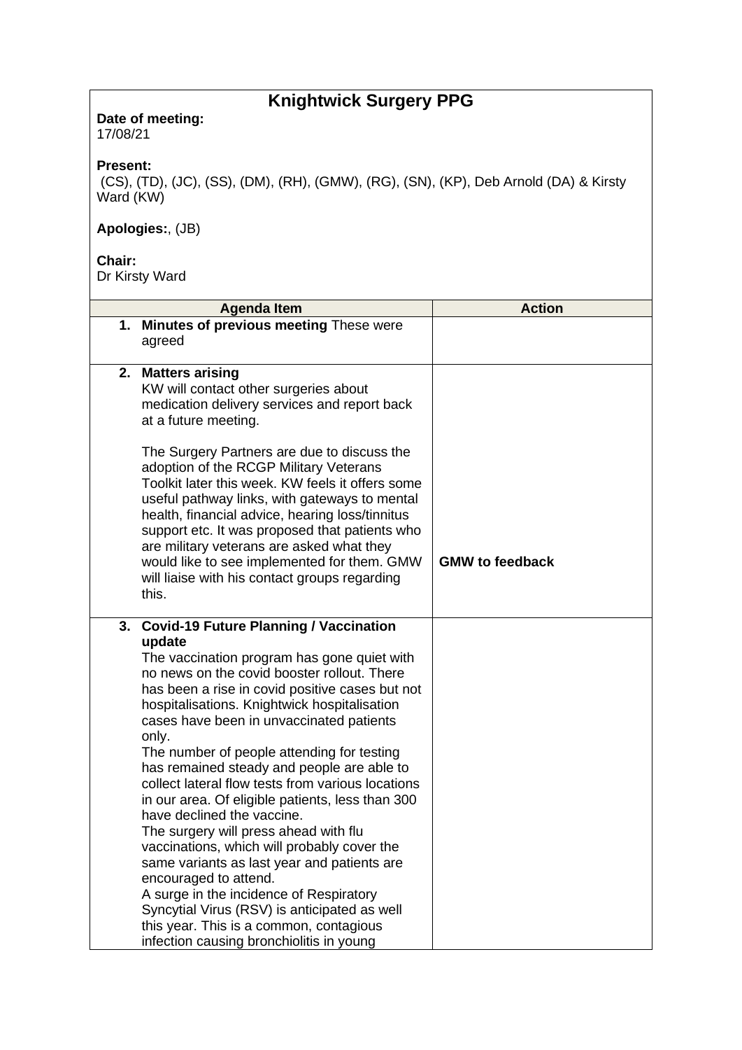# Knightwick Surgery PPG

**Date of meeting:**
17/08/21

**Present:**
(CS), (TD), (JC), (SS), (DM), (RH), (GMW), (RG), (SN), (KP), Deb Arnold (DA) & Kirsty Ward (KW)

**Apologies:**, (JB)

**Chair:**
Dr Kirsty Ward

| Agenda Item | Action |
|---|---|
| **1. Minutes of previous meeting** These were agreed | |
| **2. Matters arising**<br>KW will contact other surgeries about medication delivery services and report back at a future meeting.<br><br>The Surgery Partners are due to discuss the adoption of the RCGP Military Veterans Toolkit later this week. KW feels it offers some useful pathway links, with gateways to mental health, financial advice, hearing loss/tinnitus support etc. It was proposed that patients who are military veterans are asked what they would like to see implemented for them. GMW will liaise with his contact groups regarding this. | **GMW to feedback** |
| **3. Covid-19 Future Planning / Vaccination update**<br>The vaccination program has gone quiet with no news on the covid booster rollout. There has been a rise in covid positive cases but not hospitalisations. Knightwick hospitalisation cases have been in unvaccinated patients only.<br>The number of people attending for testing has remained steady and people are able to collect lateral flow tests from various locations in our area. Of eligible patients, less than 300 have declined the vaccine.<br>The surgery will press ahead with flu vaccinations, which will probably cover the same variants as last year and patients are encouraged to attend.<br>A surge in the incidence of Respiratory Syncytial Virus (RSV) is anticipated as well this year. This is a common, contagious infection causing bronchiolitis in young | |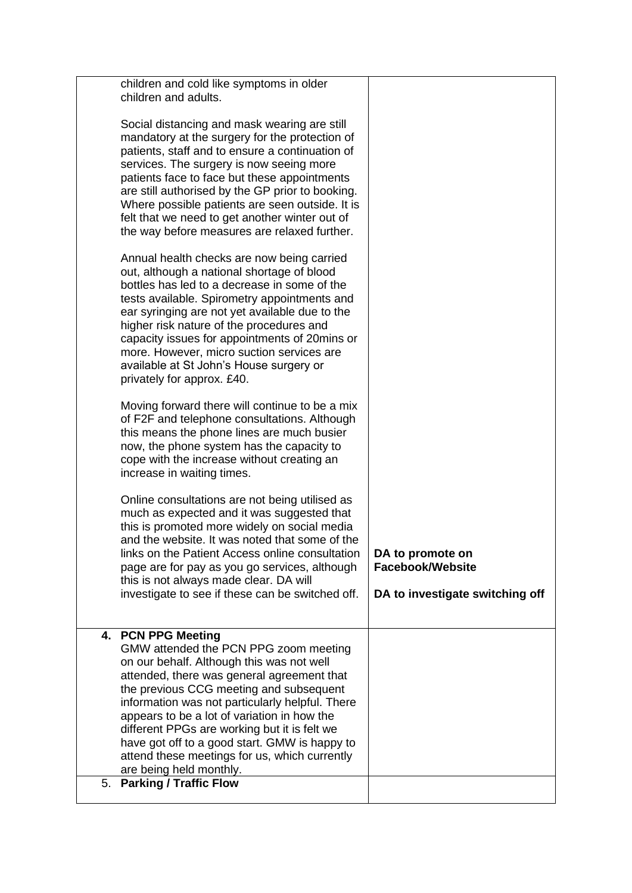| | |
|---|---|
| children and cold like symptoms in older children and adults.<br><br>Social distancing and mask wearing are still mandatory at the surgery for the protection of patients, staff and to ensure a continuation of services. The surgery is now seeing more patients face to face but these appointments are still authorised by the GP prior to booking. Where possible patients are seen outside. It is felt that we need to get another winter out of the way before measures are relaxed further.<br><br>Annual health checks are now being carried out, although a national shortage of blood bottles has led to a decrease in some of the tests available. Spirometry appointments and ear syringing are not yet available due to the higher risk nature of the procedures and capacity issues for appointments of 20mins or more. However, micro suction services are available at St John's House surgery or privately for approx. £40.<br><br>Moving forward there will continue to be a mix of F2F and telephone consultations. Although this means the phone lines are much busier now, the phone system has the capacity to cope with the increase without creating an increase in waiting times.<br><br>Online consultations are not being utilised as much as expected and it was suggested that this is promoted more widely on social media and the website. It was noted that some of the links on the Patient Access online consultation page are for pay as you go services, although this is not always made clear. DA will investigate to see if these can be switched off. | **DA to promote on Facebook/Website**<br><br>**DA to investigate switching off** |
| **4. PCN PPG Meeting**<br>GMW attended the PCN PPG zoom meeting on our behalf. Although this was not well attended, there was general agreement that the previous CCG meeting and subsequent information was not particularly helpful. There appears to be a lot of variation in how the different PPGs are working but it is felt we have got off to a good start. GMW is happy to attend these meetings for us, which currently are being held monthly. | |
| **5. Parking / Traffic Flow** | |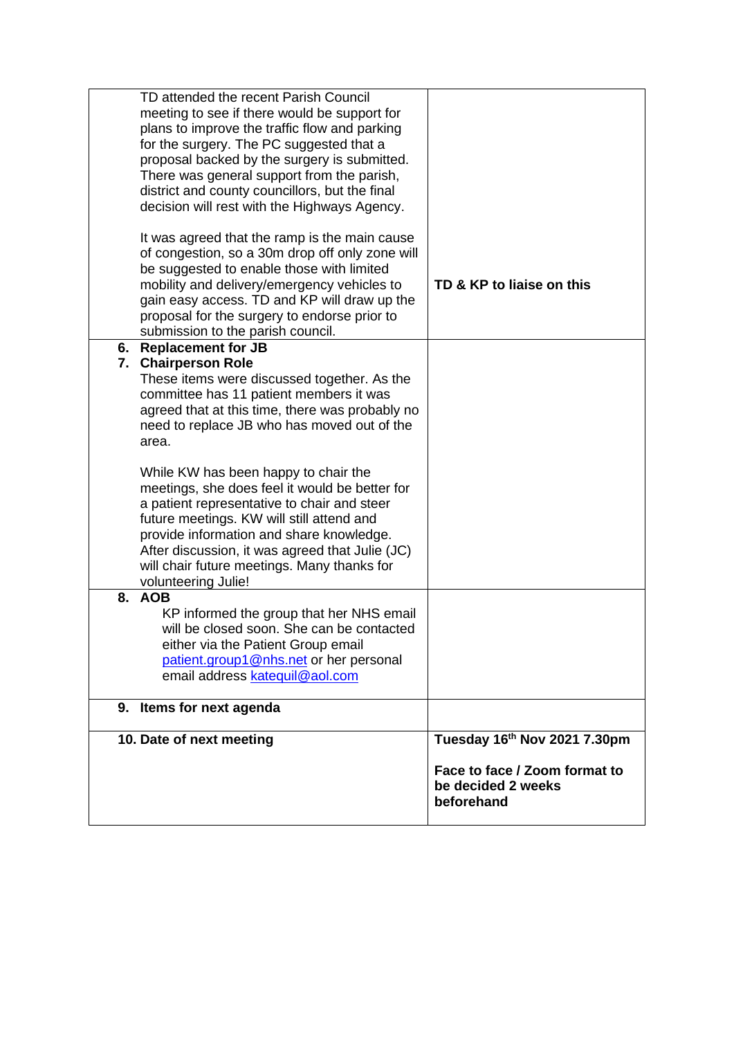| | |
|---|---|
| TD attended the recent Parish Council meeting to see if there would be support for plans to improve the traffic flow and parking for the surgery. The PC suggested that a proposal backed by the surgery is submitted. There was general support from the parish, district and county councillors, but the final decision will rest with the Highways Agency.<br><br>It was agreed that the ramp is the main cause of congestion, so a 30m drop off only zone will be suggested to enable those with limited mobility and delivery/emergency vehicles to gain easy access. TD and KP will draw up the proposal for the surgery to endorse prior to submission to the parish council. | **TD & KP to liaise on this** |
| **6. Replacement for JB**<br>**7. Chairperson Role**<br>These items were discussed together. As the committee has 11 patient members it was agreed that at this time, there was probably no need to replace JB who has moved out of the area.<br><br>While KW has been happy to chair the meetings, she does feel it would be better for a patient representative to chair and steer future meetings. KW will still attend and provide information and share knowledge. After discussion, it was agreed that Julie (JC) will chair future meetings. Many thanks for volunteering Julie! | |
| **8. AOB**<br>KP informed the group that her NHS email will be closed soon. She can be contacted either via the Patient Group email patient.group1@nhs.net or her personal email address katequil@aol.com | |
| **9. Items for next agenda** | |
| **10. Date of next meeting** | **Tuesday 16th Nov 2021 7.30pm**<br><br>**Face to face / Zoom format to be decided 2 weeks beforehand** |